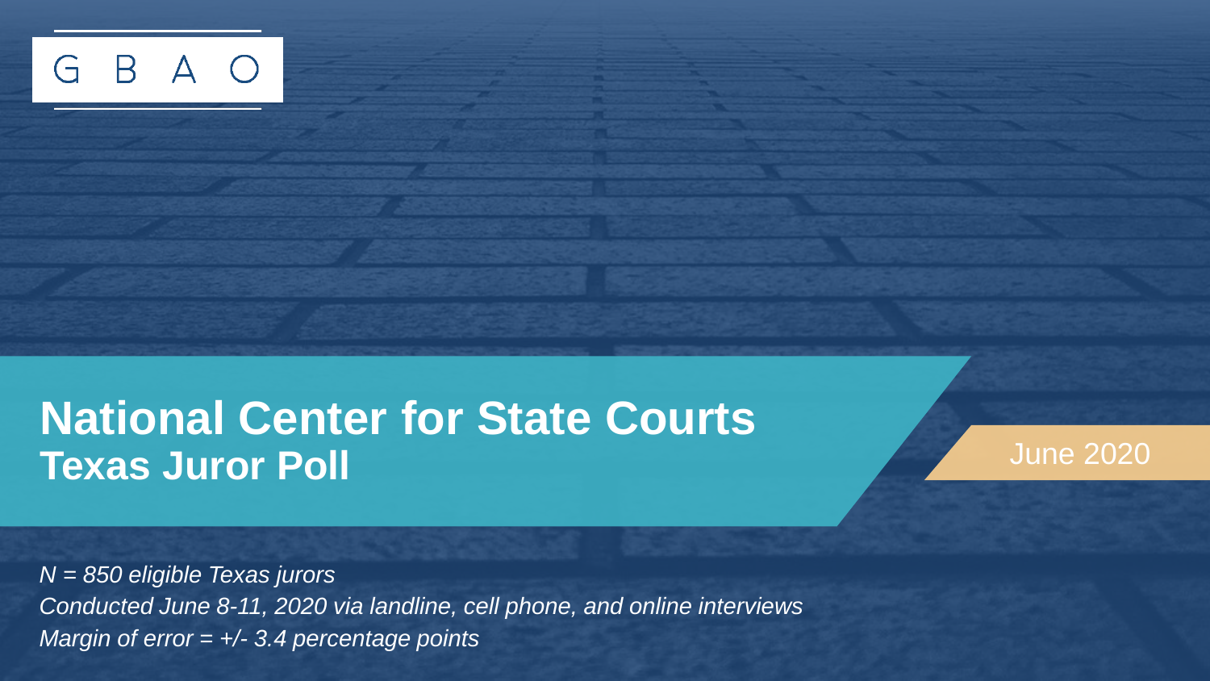G B A O

# National Center for State Courts
## Texas Juror Poll

June 2020

*N = 850 eligible Texas jurors*
*Conducted June 8-11, 2020 via landline, cell phone, and online interviews*
*Margin of error = +/- 3.4 percentage points*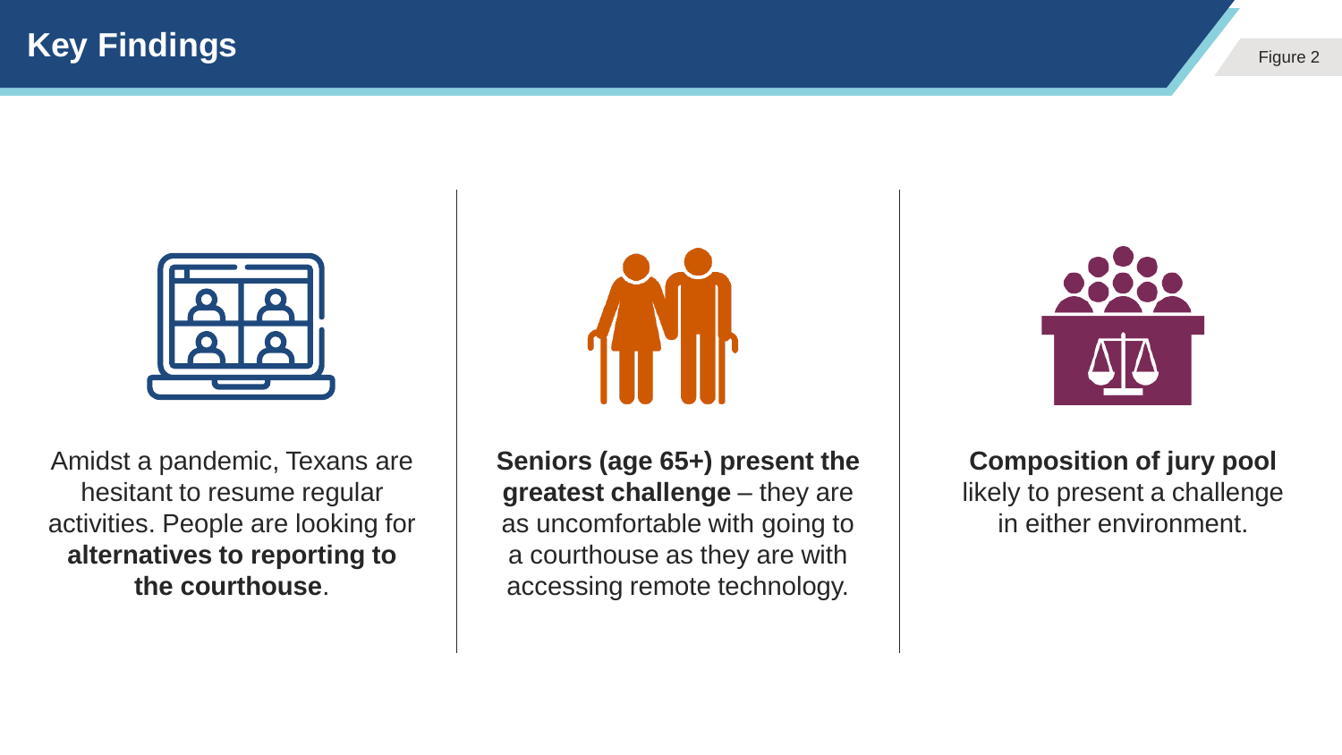# Key Findings

Figure 2

Amidst a pandemic, Texans are hesitant to resume regular activities. People are looking for **alternatives to reporting to the courthouse**.

**Seniors (age 65+) present the greatest challenge** – they are as uncomfortable with going to a courthouse as they are with accessing remote technology.

**Composition of jury pool** likely to present a challenge in either environment.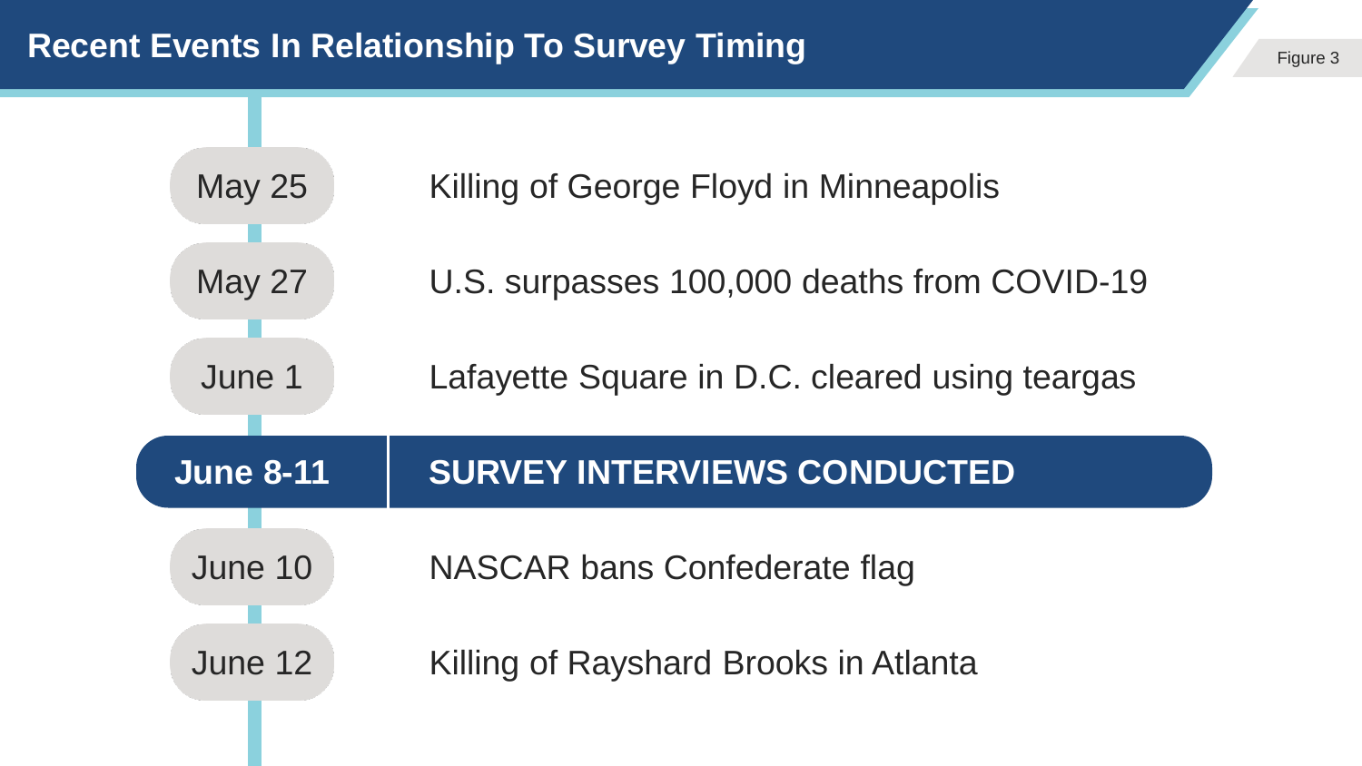## Recent Events In Relationship To Survey Timing

Figure 3

| Date | Event |
| --- | --- |
| May 25 | Killing of George Floyd in Minneapolis |
| May 27 | U.S. surpasses 100,000 deaths from COVID-19 |
| June 1 | Lafayette Square in D.C. cleared using teargas |
| **June 8-11** | **SURVEY INTERVIEWS CONDUCTED** |
| June 10 | NASCAR bans Confederate flag |
| June 12 | Killing of Rayshard Brooks in Atlanta |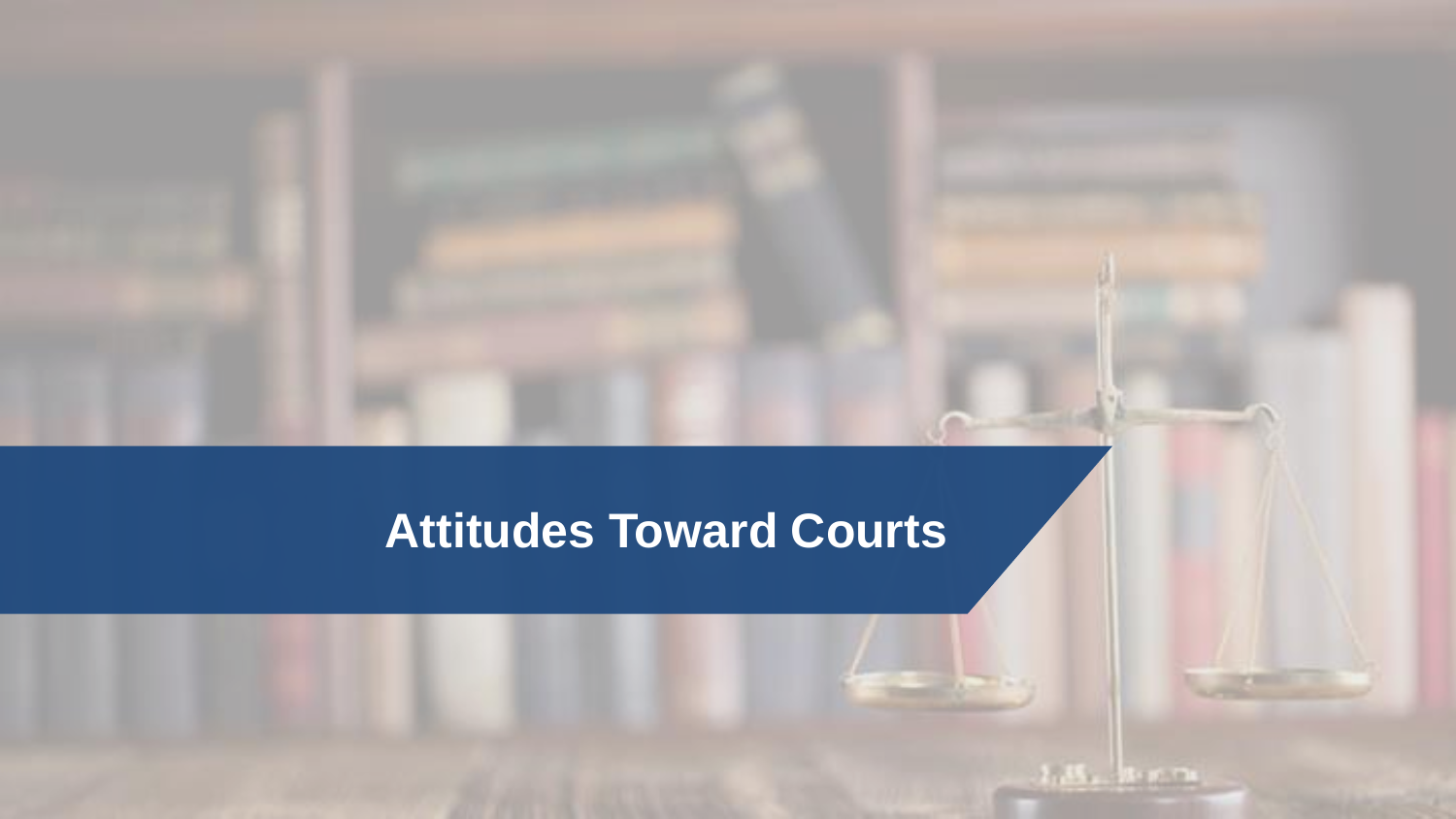# Attitudes Toward Courts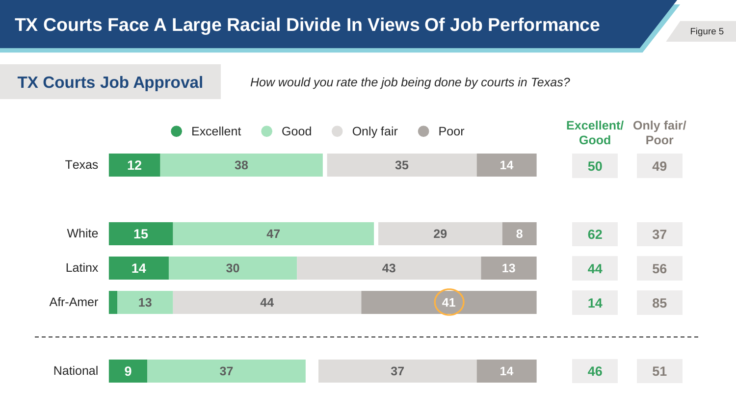# TX Courts Face A Large Racial Divide In Views Of Job Performance

Figure 5

## TX Courts Job Approval

*How would you rate the job being done by courts in Texas?*

| | Excellent | Good | Only fair | Poor | Excellent/ Good | Only fair/ Poor |
|---|---|---|---|---|---|---|
| Texas | 12 | 38 | 35 | 14 | 50 | 49 |
| White | 15 | 47 | 29 | 8 | 62 | 37 |
| Latinx | 14 | 30 | 43 | 13 | 44 | 56 |
| Afr-Amer | | 13 | 44 | 41 | 14 | 85 |
| National | 9 | 37 | 37 | 14 | 46 | 51 |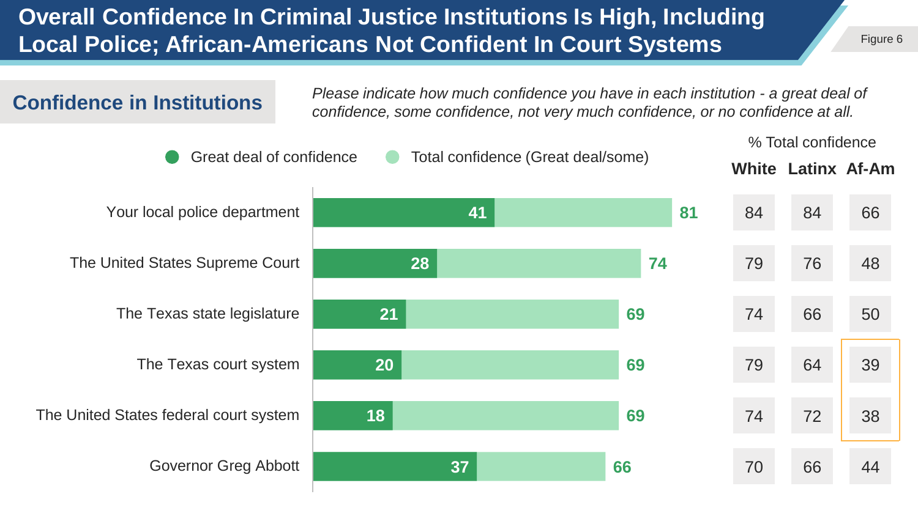# Overall Confidence In Criminal Justice Institutions Is High, Including Local Police; African-Americans Not Confident In Court Systems

Figure 6

## Confidence in Institutions

*Please indicate how much confidence you have in each institution - a great deal of confidence, some confidence, not very much confidence, or no confidence at all.*

| Institution | Great deal of confidence | Total confidence (Great deal/some) | % Total confidence: White | % Total confidence: Latinx | % Total confidence: Af-Am |
|---|---|---|---|---|---|
| Your local police department | 41 | 81 | 84 | 84 | 66 |
| The United States Supreme Court | 28 | 74 | 79 | 76 | 48 |
| The Texas state legislature | 21 | 69 | 74 | 66 | 50 |
| The Texas court system | 20 | 69 | 79 | 64 | 39 |
| The United States federal court system | 18 | 69 | 74 | 72 | 38 |
| Governor Greg Abbott | 37 | 66 | 70 | 66 | 44 |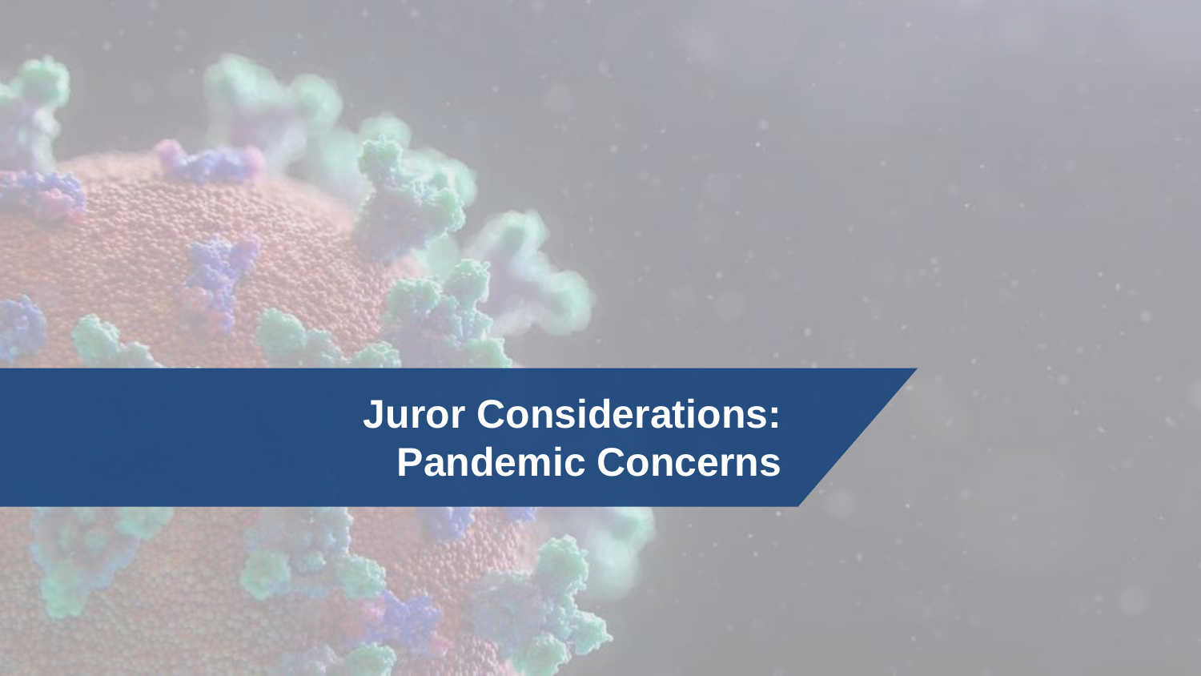# Juror Considerations: Pandemic Concerns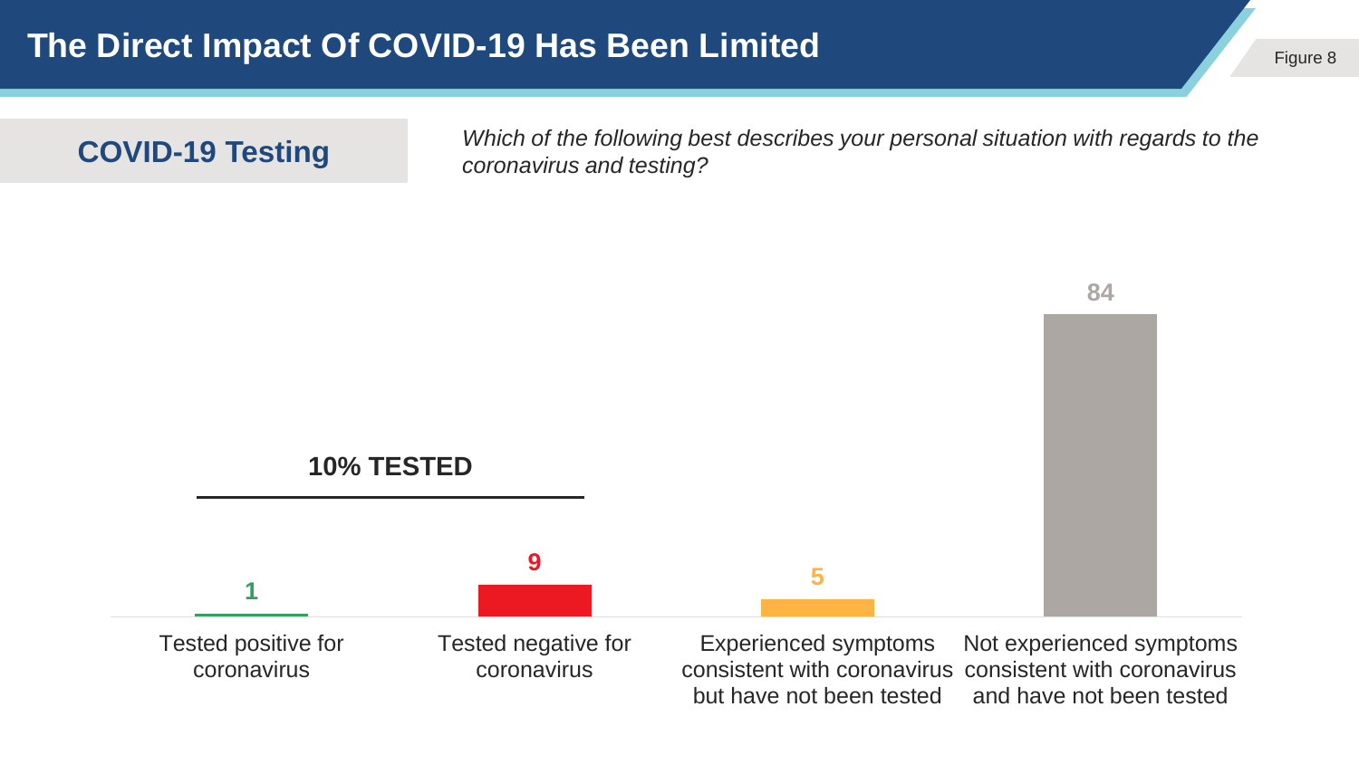# The Direct Impact Of COVID-19 Has Been Limited

Figure 8

## COVID-19 Testing

*Which of the following best describes your personal situation with regards to the coronavirus and testing?*

**10% TESTED**

| Tested positive for coronavirus | Tested negative for coronavirus | Experienced symptoms consistent with coronavirus but have not been tested | Not experienced symptoms consistent with coronavirus and have not been tested |
|---|---|---|---|
| 1 | 9 | 5 | 84 |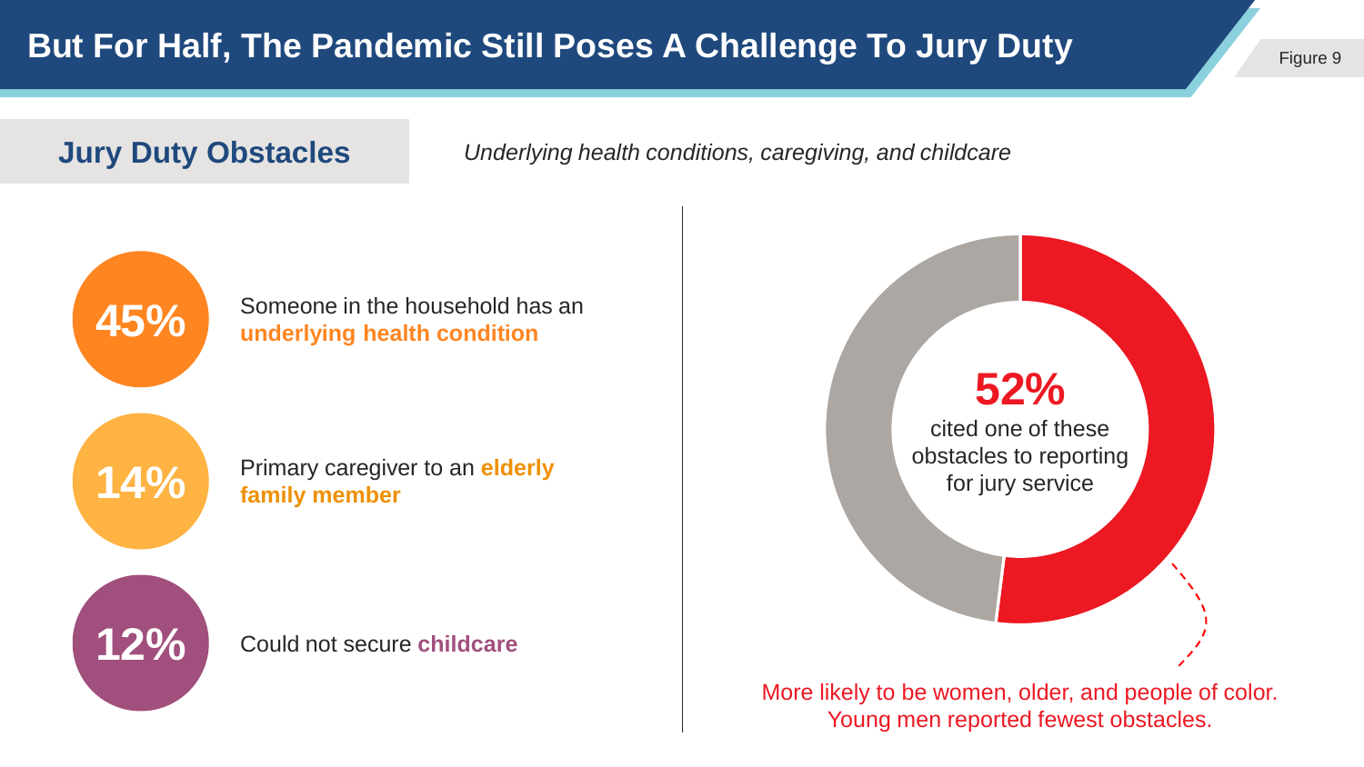# But For Half, The Pandemic Still Poses A Challenge To Jury Duty

Figure 9

## Jury Duty Obstacles

*Underlying health conditions, caregiving, and childcare*

**45%** Someone in the household has an **underlying health condition**

**14%** Primary caregiver to an **elderly family member**

**12%** Could not secure **childcare**

**52%** cited one of these obstacles to reporting for jury service

More likely to be women, older, and people of color. Young men reported fewest obstacles.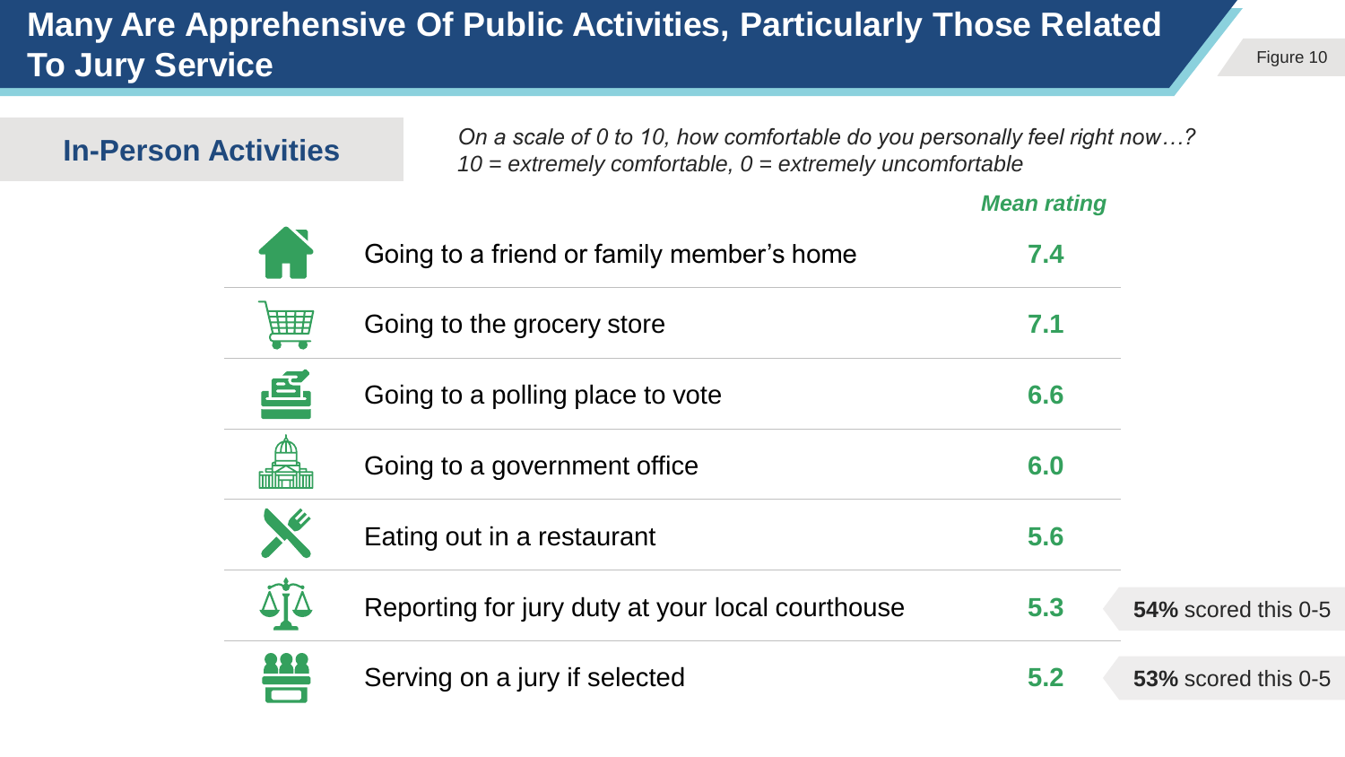# Many Are Apprehensive Of Public Activities, Particularly Those Related To Jury Service

Figure 10

## In-Person Activities

*On a scale of 0 to 10, how comfortable do you personally feel right now…?*
*10 = extremely comfortable, 0 = extremely uncomfortable*

| Activity | Mean rating | |
|---|---|---|
| Going to a friend or family member's home | 7.4 | |
| Going to the grocery store | 7.1 | |
| Going to a polling place to vote | 6.6 | |
| Going to a government office | 6.0 | |
| Eating out in a restaurant | 5.6 | |
| Reporting for jury duty at your local courthouse | 5.3 | **54%** scored this 0-5 |
| Serving on a jury if selected | 5.2 | **53%** scored this 0-5 |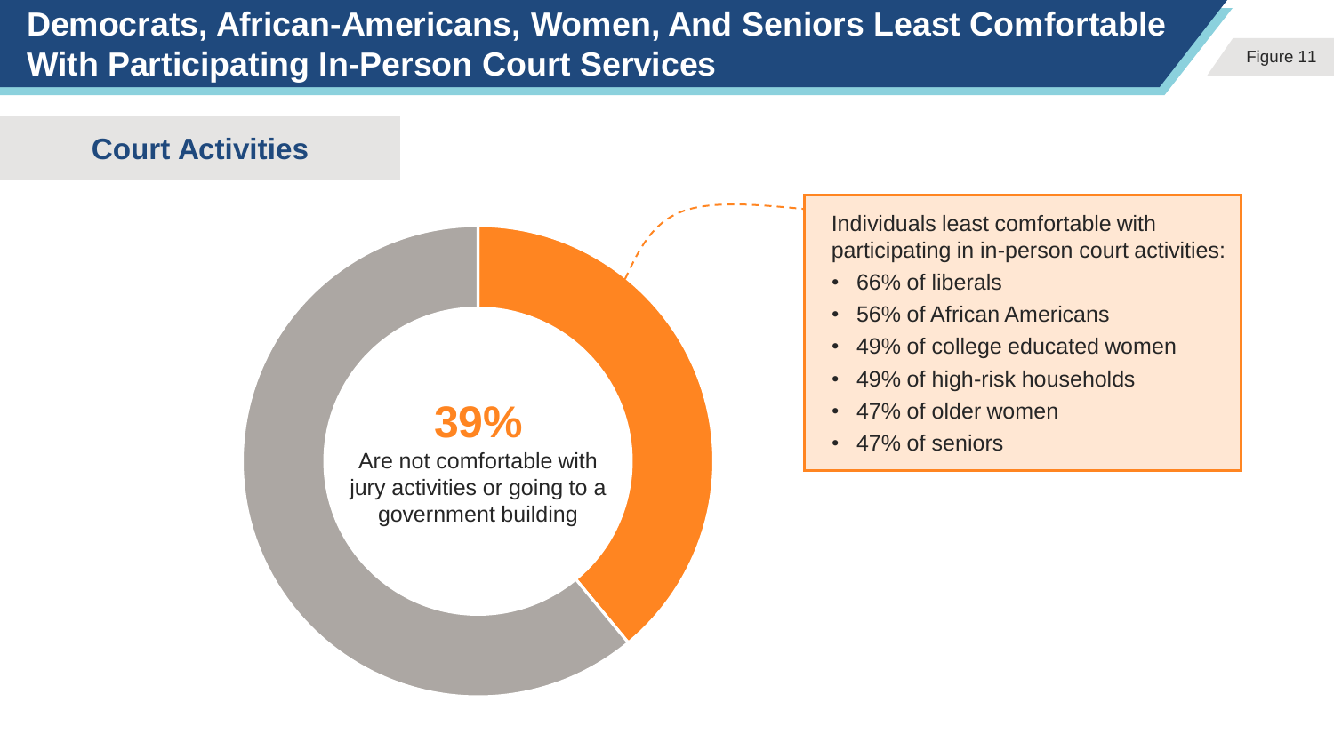# Democrats, African-Americans, Women, And Seniors Least Comfortable With Participating In-Person Court Services

Figure 11

## Court Activities

**39%**
Are not comfortable with jury activities or going to a government building

Individuals least comfortable with participating in in-person court activities:

- 66% of liberals
- 56% of African Americans
- 49% of college educated women
- 49% of high-risk households
- 47% of older women
- 47% of seniors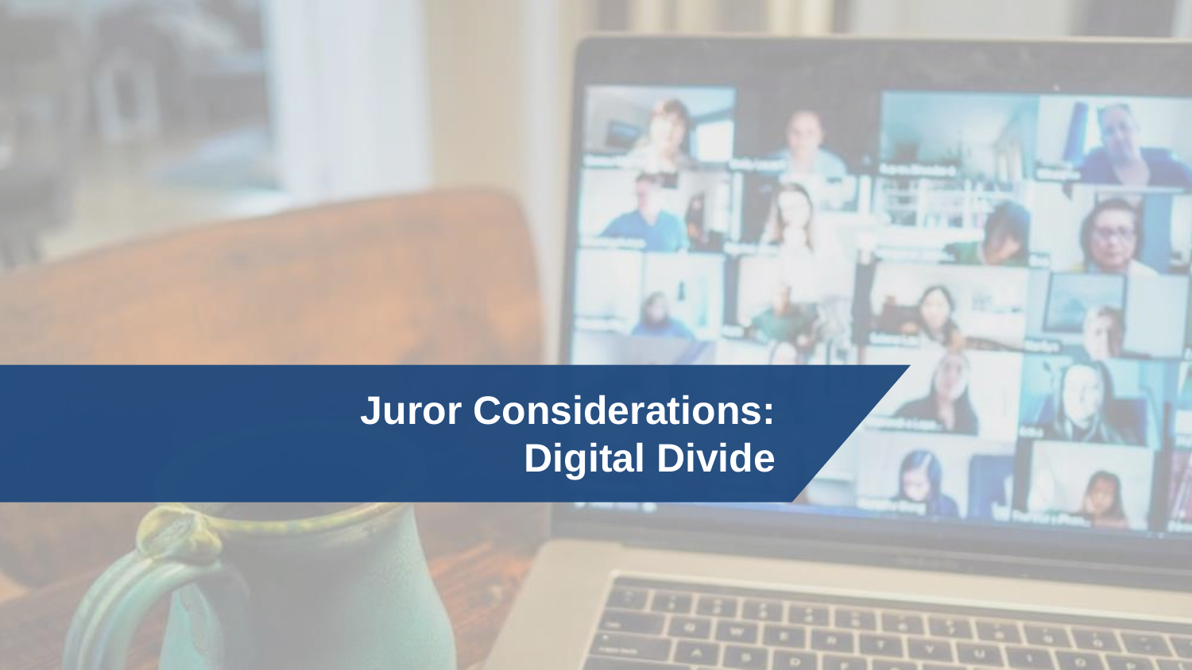# Juror Considerations: Digital Divide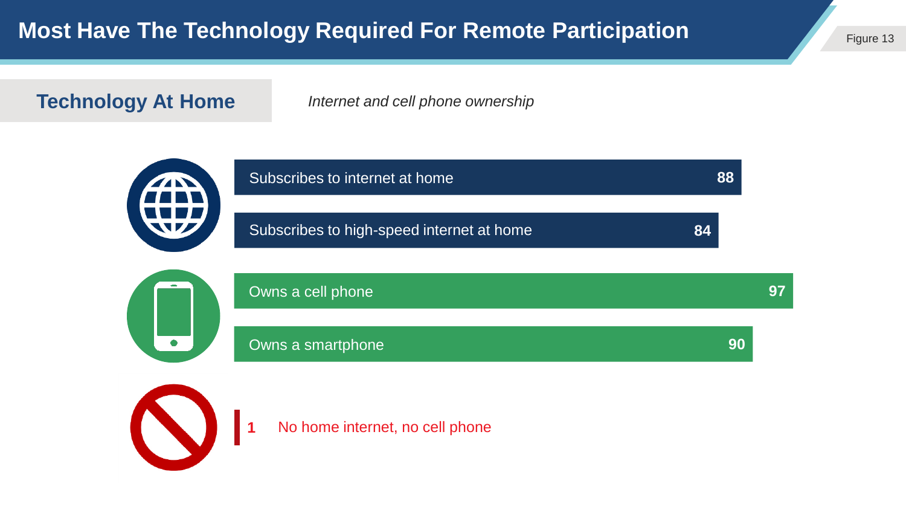# Most Have The Technology Required For Remote Participation

Figure 13

## Technology At Home

*Internet and cell phone ownership*

| Item | % |
|---|---|
| Subscribes to internet at home | 88 |
| Subscribes to high-speed internet at home | 84 |
| Owns a cell phone | 97 |
| Owns a smartphone | 90 |
| No home internet, no cell phone | 1 |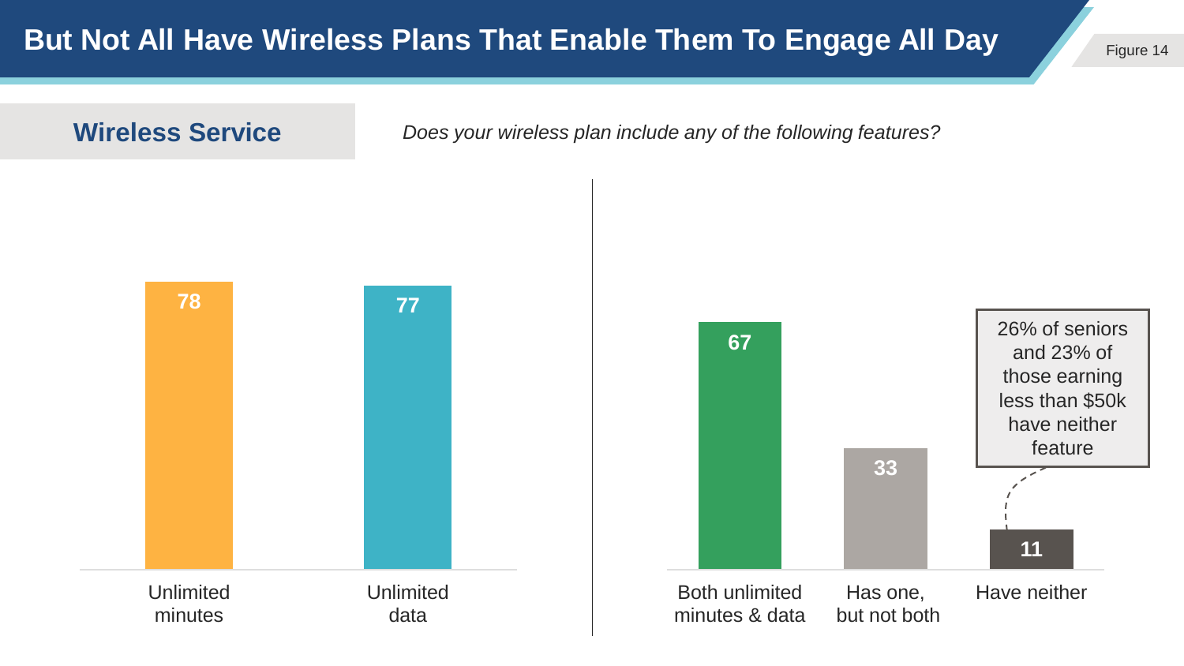# But Not All Have Wireless Plans That Enable Them To Engage All Day

Figure 14

## Wireless Service

*Does your wireless plan include any of the following features?*

| Feature | % |
|---|---|
| Unlimited minutes | 78 |
| Unlimited data | 77 |

| Feature | % |
|---|---|
| Both unlimited minutes & data | 67 |
| Has one, but not both | 33 |
| Have neither | 11 |

26% of seniors and 23% of those earning less than $50k have neither feature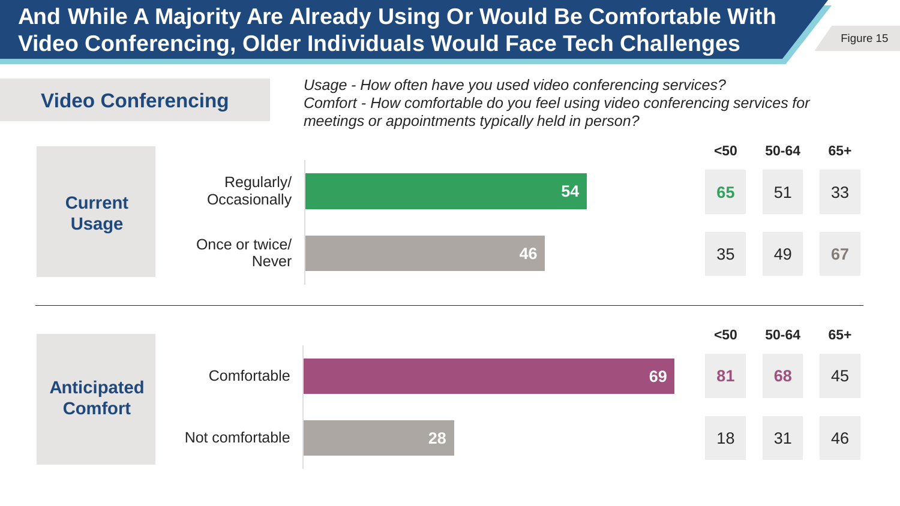# And While A Majority Are Already Using Or Would Be Comfortable With Video Conferencing, Older Individuals Would Face Tech Challenges

Figure 15

## Video Conferencing

*Usage - How often have you used video conferencing services?*
*Comfort - How comfortable do you feel using video conferencing services for meetings or appointments typically held in person?*

### Current Usage

| | Total | <50 | 50-64 | 65+ |
|---|---|---|---|---|
| Regularly/ Occasionally | 54 | 65 | 51 | 33 |
| Once or twice/ Never | 46 | 35 | 49 | 67 |

### Anticipated Comfort

| | Total | <50 | 50-64 | 65+ |
|---|---|---|---|---|
| Comfortable | 69 | 81 | 68 | 45 |
| Not comfortable | 28 | 18 | 31 | 46 |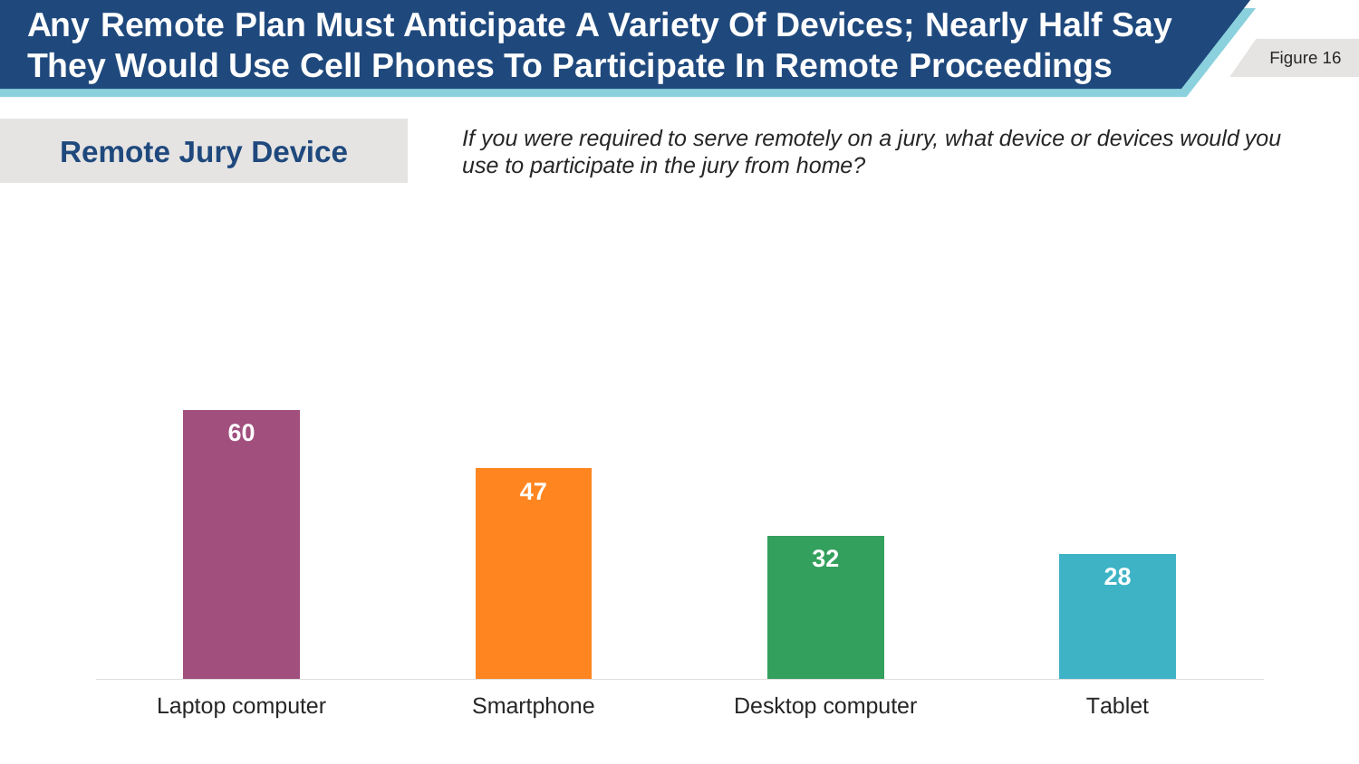# Any Remote Plan Must Anticipate A Variety Of Devices; Nearly Half Say They Would Use Cell Phones To Participate In Remote Proceedings

Figure 16

## Remote Jury Device

*If you were required to serve remotely on a jury, what device or devices would you use to participate in the jury from home?*

| Device | % |
|---|---|
| Laptop computer | 60 |
| Smartphone | 47 |
| Desktop computer | 32 |
| Tablet | 28 |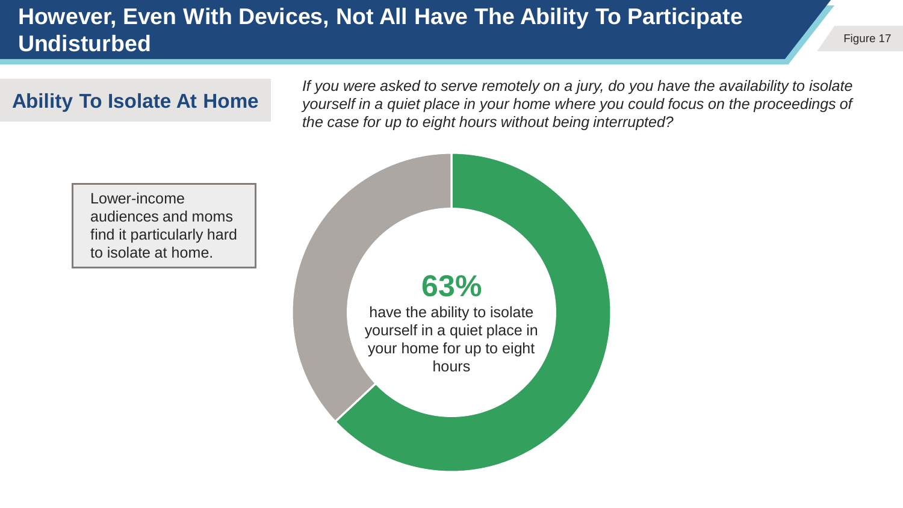# However, Even With Devices, Not All Have The Ability To Participate Undisturbed

Figure 17

## Ability To Isolate At Home

*If you were asked to serve remotely on a jury, do you have the availability to isolate yourself in a quiet place in your home where you could focus on the proceedings of the case for up to eight hours without being interrupted?*

Lower-income audiences and moms find it particularly hard to isolate at home.

**63%**
have the ability to isolate yourself in a quiet place in your home for up to eight hours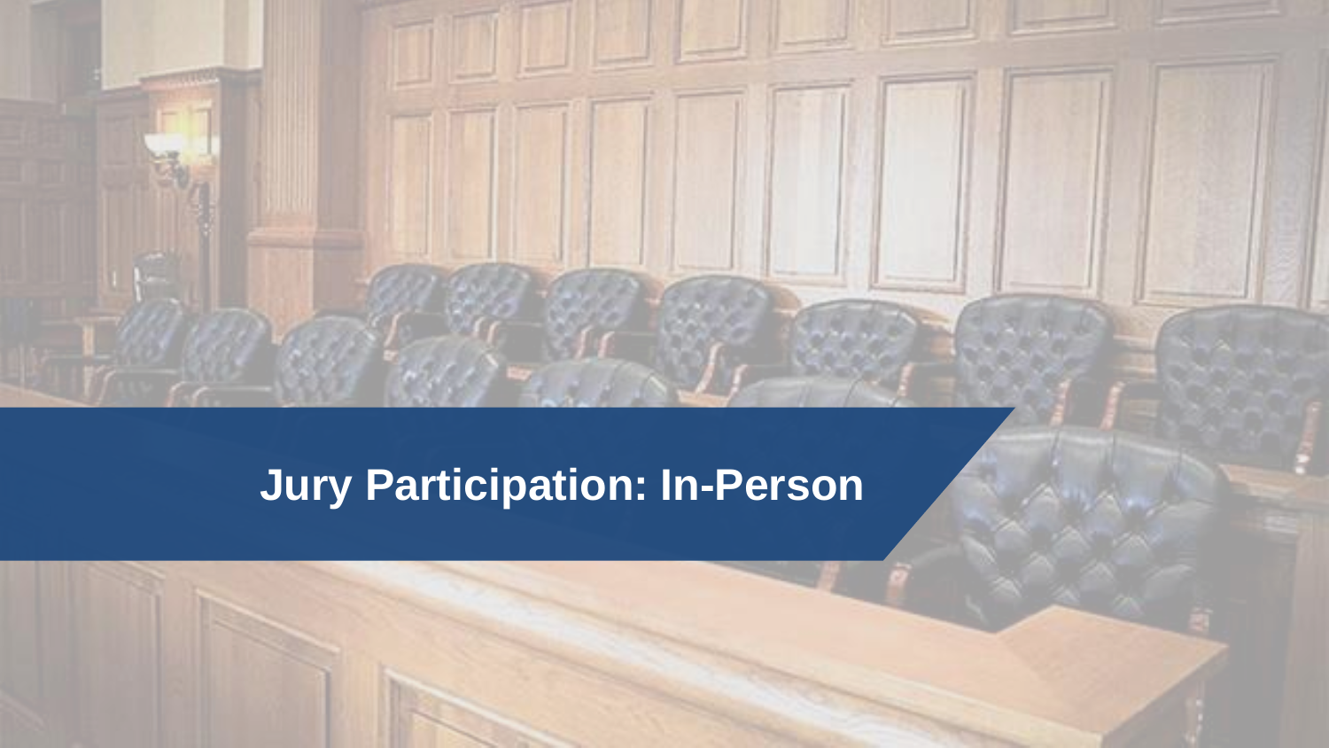# Jury Participation: In-Person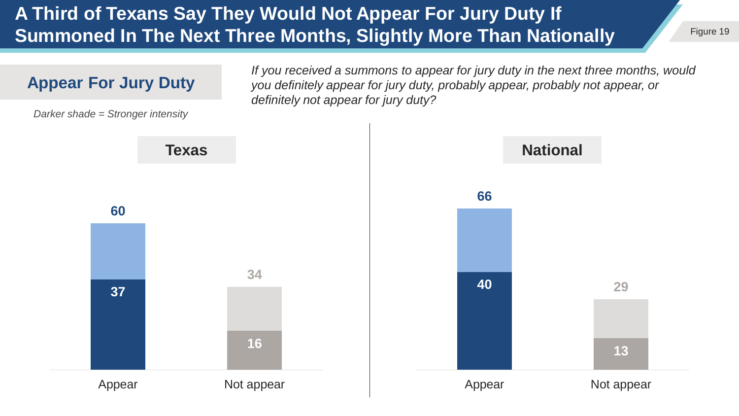# A Third of Texans Say They Would Not Appear For Jury Duty If Summoned In The Next Three Months, Slightly More Than Nationally

Figure 19

## Appear For Jury Duty

*Darker shade = Stronger intensity*

*If you received a summons to appear for jury duty in the next three months, would you definitely appear for jury duty, probably appear, probably not appear, or definitely not appear for jury duty?*

| | Texas | National |
|---|---|---|
| Appear (total) | 60 | 66 |
| Appear (definitely) | 37 | 40 |
| Not appear (total) | 34 | 29 |
| Not appear (definitely) | 16 | 13 |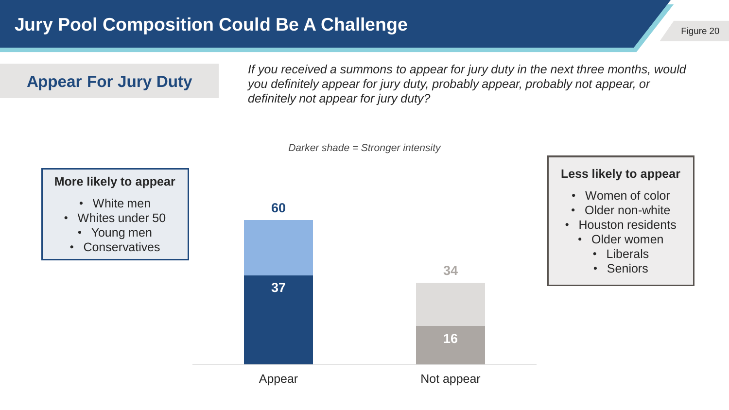# Jury Pool Composition Could Be A Challenge

Figure 20

## Appear For Jury Duty

*If you received a summons to appear for jury duty in the next three months, would you definitely appear for jury duty, probably appear, probably not appear, or definitely not appear for jury duty?*

*Darker shade = Stronger intensity*

| | Appear | Not appear |
|---|---|---|
| Total | 60 | 34 |
| Stronger intensity (definitely) | 37 | 16 |

**More likely to appear**

- White men
- Whites under 50
- Young men
- Conservatives

**Less likely to appear**

- Women of color
- Older non-white
- Houston residents
- Older women
- Liberals
- Seniors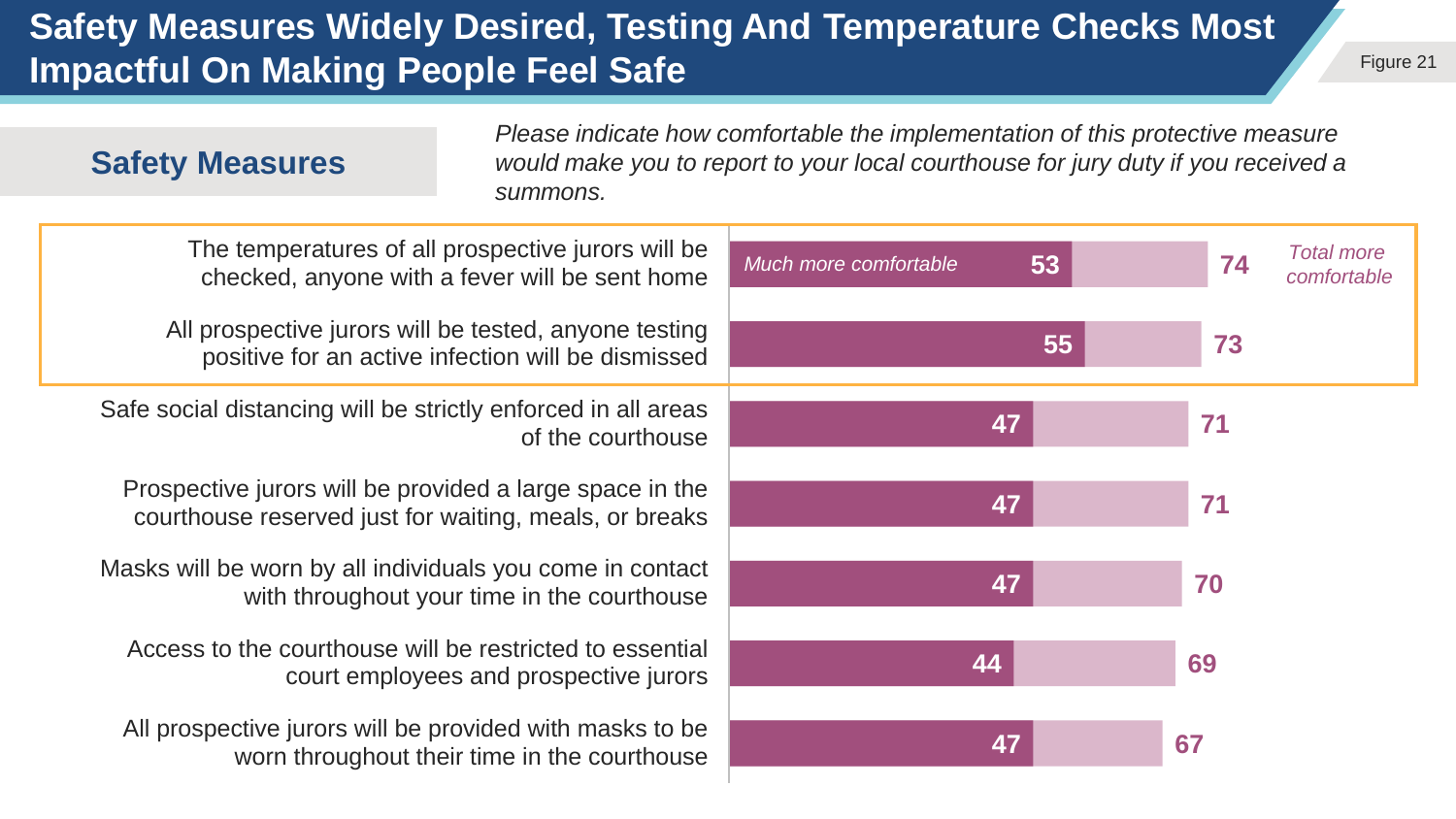# Safety Measures Widely Desired, Testing And Temperature Checks Most Impactful On Making People Feel Safe

## Safety Measures

*Please indicate how comfortable the implementation of this protective measure would make you to report to your local courthouse for jury duty if you received a summons.*

| Safety Measure | Much more comfortable | Total more comfortable |
| --- | --- | --- |
| The temperatures of all prospective jurors will be checked, anyone with a fever will be sent home | 53 | 74 |
| All prospective jurors will be tested, anyone testing positive for an active infection will be dismissed | 55 | 73 |
| Safe social distancing will be strictly enforced in all areas of the courthouse | 47 | 71 |
| Prospective jurors will be provided a large space in the courthouse reserved just for waiting, meals, or breaks | 47 | 71 |
| Masks will be worn by all individuals you come in contact with throughout your time in the courthouse | 47 | 70 |
| Access to the courthouse will be restricted to essential court employees and prospective jurors | 44 | 69 |
| All prospective jurors will be provided with masks to be worn throughout their time in the courthouse | 47 | 67 |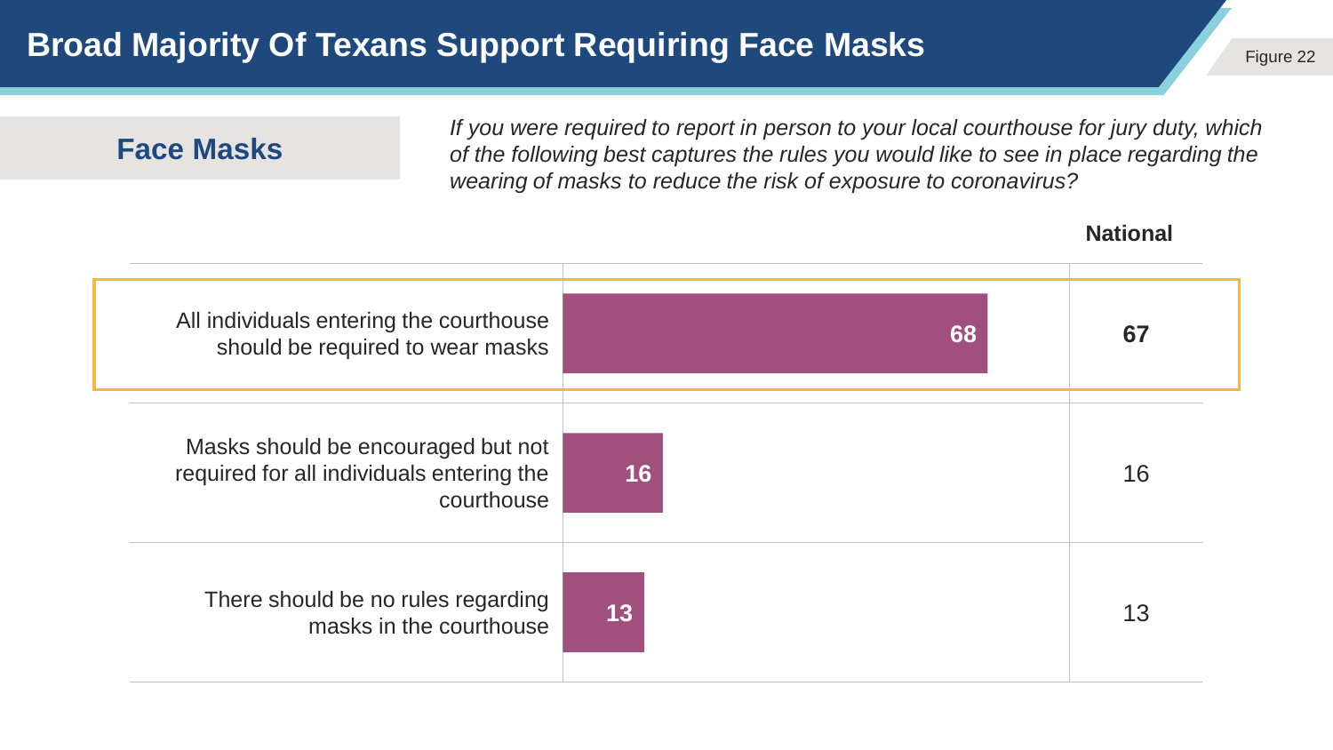# Broad Majority Of Texans Support Requiring Face Masks

Figure 22

## Face Masks

*If you were required to report in person to your local courthouse for jury duty, which of the following best captures the rules you would like to see in place regarding the wearing of masks to reduce the risk of exposure to coronavirus?*

| | Texas | National |
|---|---|---|
| All individuals entering the courthouse should be required to wear masks | **68** | **67** |
| Masks should be encouraged but not required for all individuals entering the courthouse | 16 | 16 |
| There should be no rules regarding masks in the courthouse | 13 | 13 |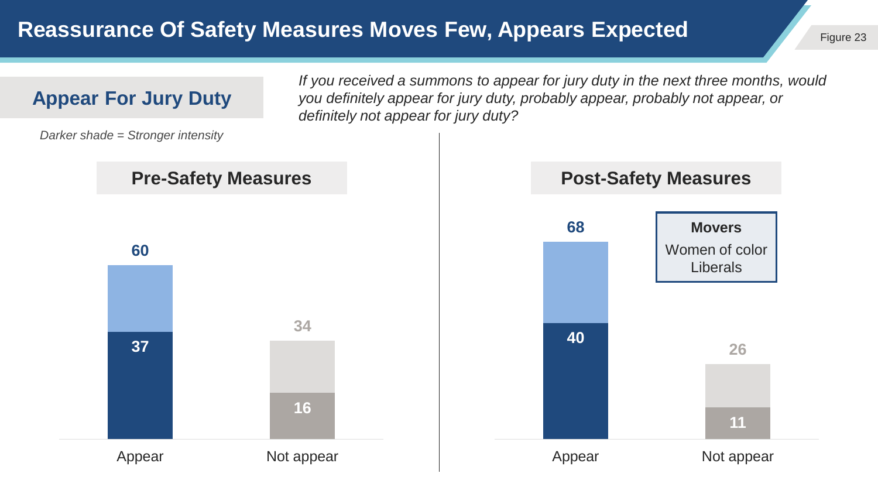# Reassurance Of Safety Measures Moves Few, Appears Expected

Figure 23

## Appear For Jury Duty

*If you received a summons to appear for jury duty in the next three months, would you definitely appear for jury duty, probably appear, probably not appear, or definitely not appear for jury duty?*

*Darker shade = Stronger intensity*

### Pre-Safety Measures

| | Appear | Not appear |
|---|---|---|
| Total | 60 | 34 |
| Stronger intensity | 37 | 16 |

### Post-Safety Measures

| | Appear | Not appear |
|---|---|---|
| Total | 68 | 26 |
| Stronger intensity | 40 | 11 |

**Movers**
Women of color
Liberals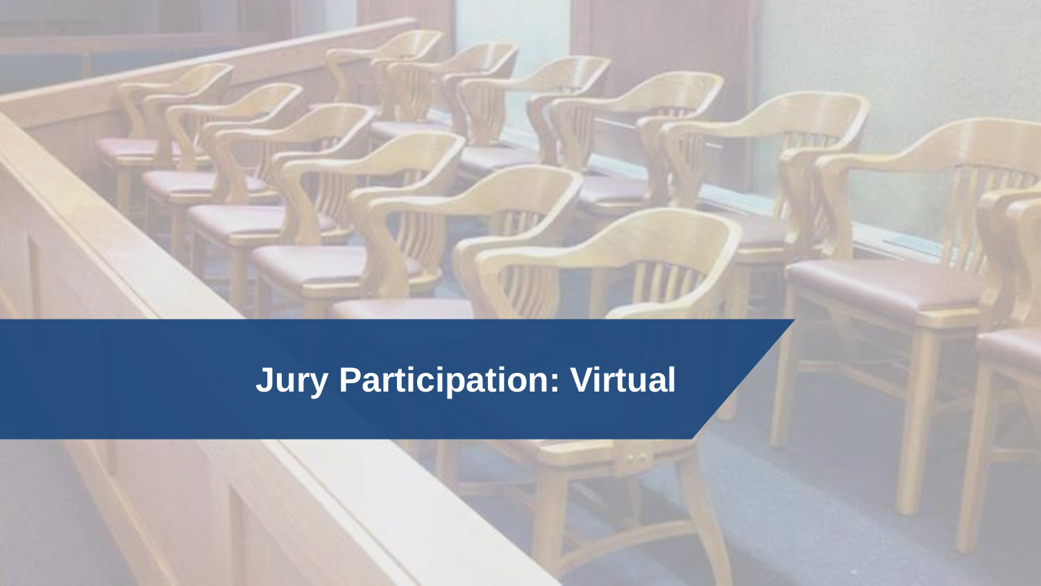# Jury Participation: Virtual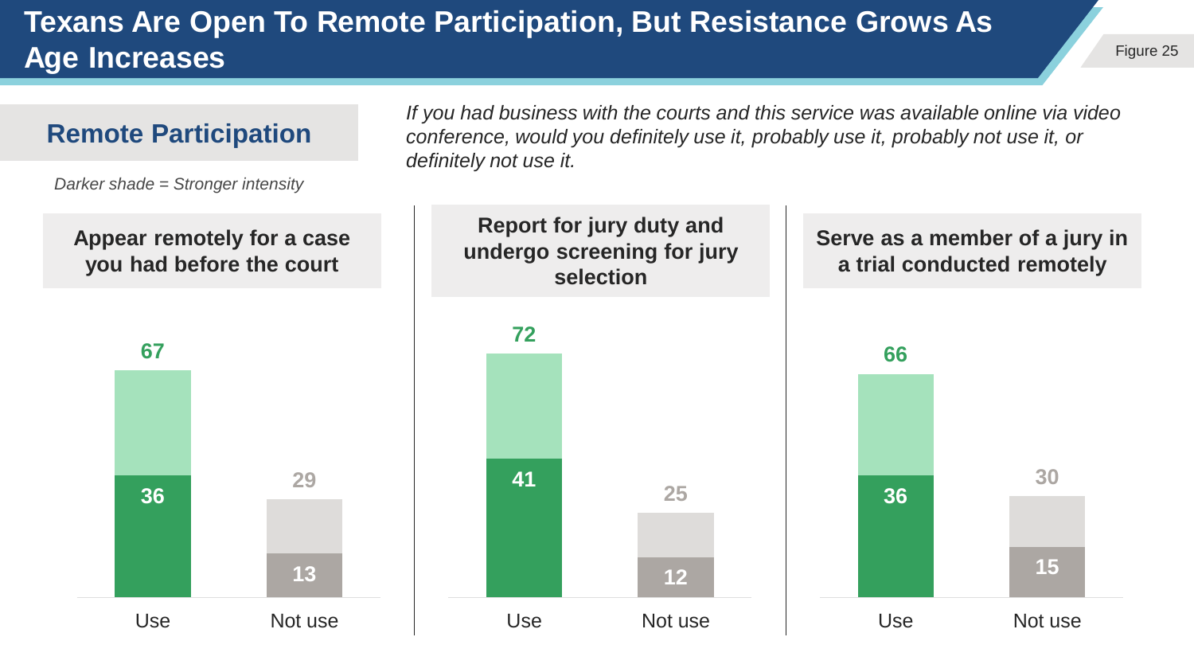# Texans Are Open To Remote Participation, But Resistance Grows As Age Increases

## Remote Participation

*Darker shade = Stronger intensity*

*If you had business with the courts and this service was available online via video conference, would you definitely use it, probably use it, probably not use it, or definitely not use it.*

| | Use (total) | Use (definitely) | Not use (total) | Not use (definitely) |
|---|---|---|---|---|
| Appear remotely for a case you had before the court | 67 | 36 | 29 | 13 |
| Report for jury duty and undergo screening for jury selection | 72 | 41 | 25 | 12 |
| Serve as a member of a jury in a trial conducted remotely | 66 | 36 | 30 | 15 |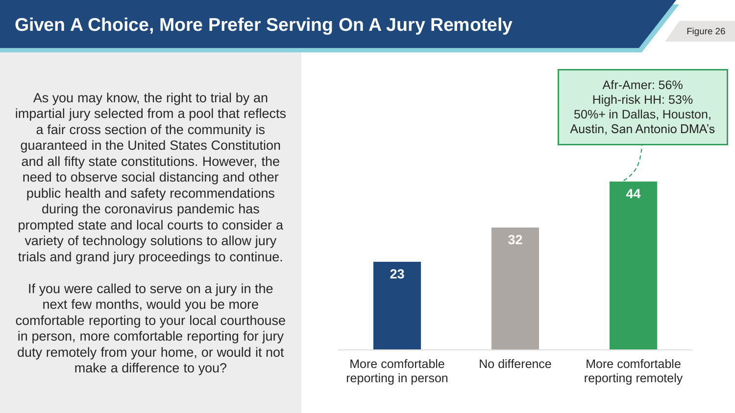# Given A Choice, More Prefer Serving On A Jury Remotely

Figure 26

As you may know, the right to trial by an impartial jury selected from a pool that reflects a fair cross section of the community is guaranteed in the United States Constitution and all fifty state constitutions. However, the need to observe social distancing and other public health and safety recommendations during the coronavirus pandemic has prompted state and local courts to consider a variety of technology solutions to allow jury trials and grand jury proceedings to continue.

If you were called to serve on a jury in the next few months, would you be more comfortable reporting to your local courthouse in person, more comfortable reporting for jury duty remotely from your home, or would it not make a difference to you?

| Response | % |
| --- | --- |
| More comfortable reporting in person | 23 |
| No difference | 32 |
| More comfortable reporting remotely | 44 |

Afr-Amer: 56%
High-risk HH: 53%
50%+ in Dallas, Houston, Austin, San Antonio DMA's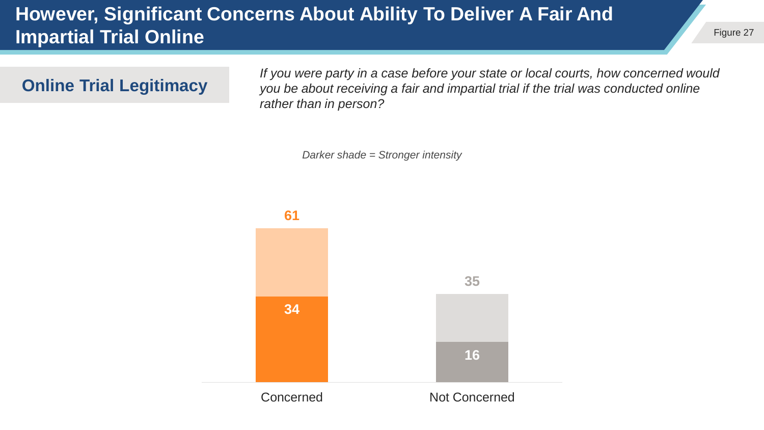# However, Significant Concerns About Ability To Deliver A Fair And Impartial Trial Online

Figure 27

## Online Trial Legitimacy

*If you were party in a case before your state or local courts, how concerned would you be about receiving a fair and impartial trial if the trial was conducted online rather than in person?*

*Darker shade = Stronger intensity*

| | Total | Stronger intensity |
|---|---|---|
| Concerned | 61 | 34 |
| Not Concerned | 35 | 16 |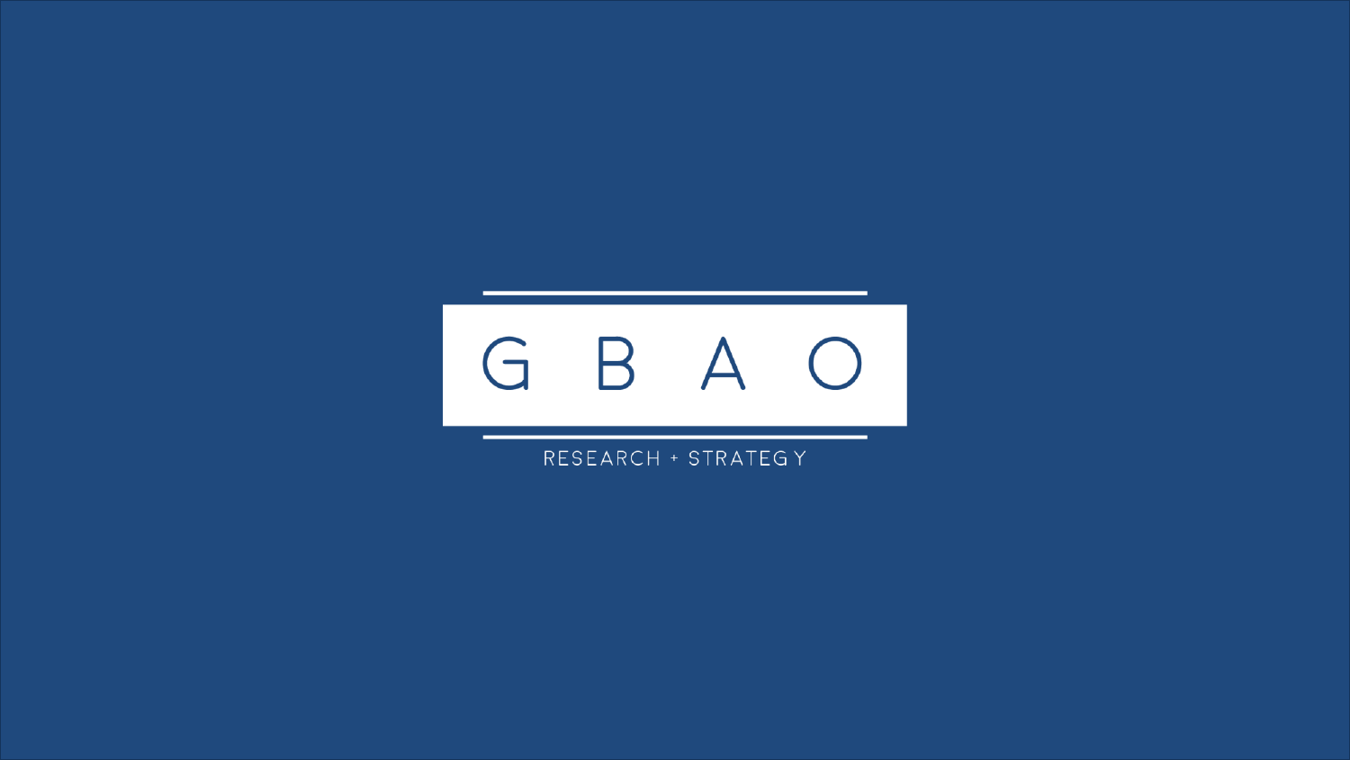# G B A O

RESEARCH + STRATEGY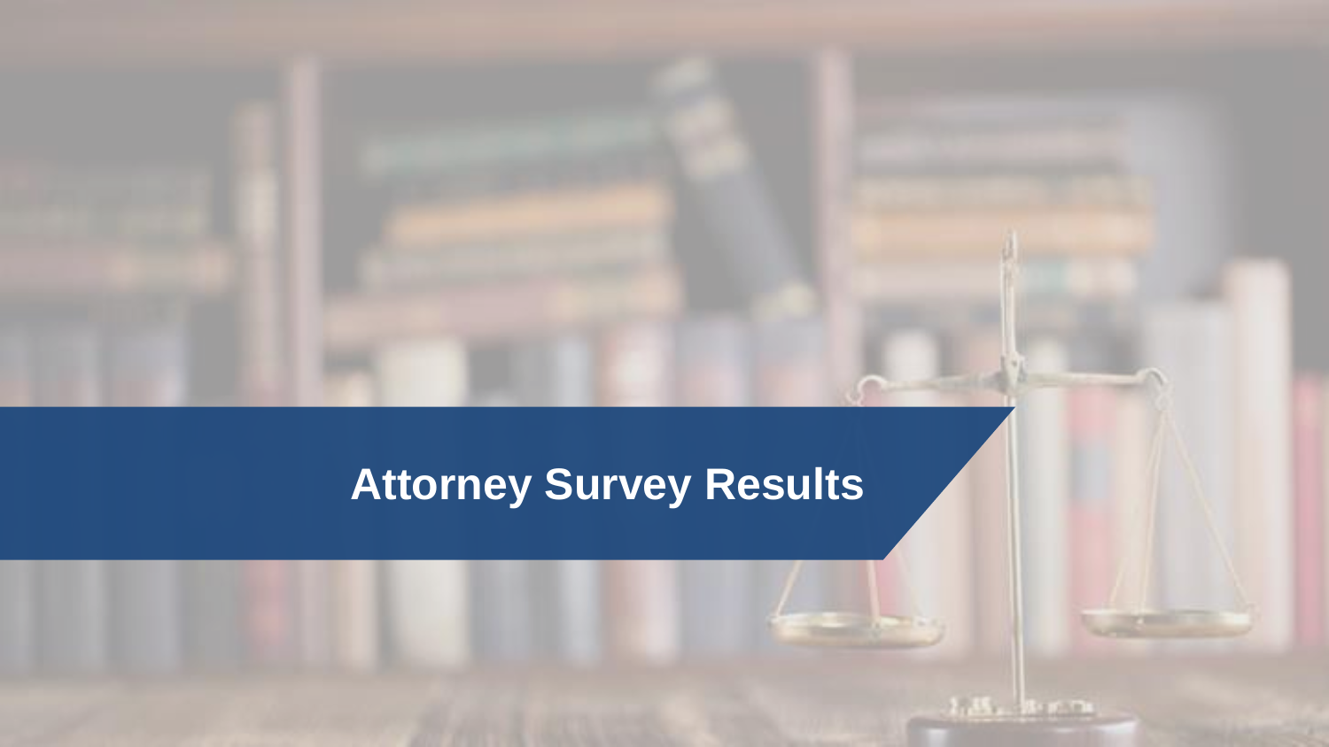# Attorney Survey Results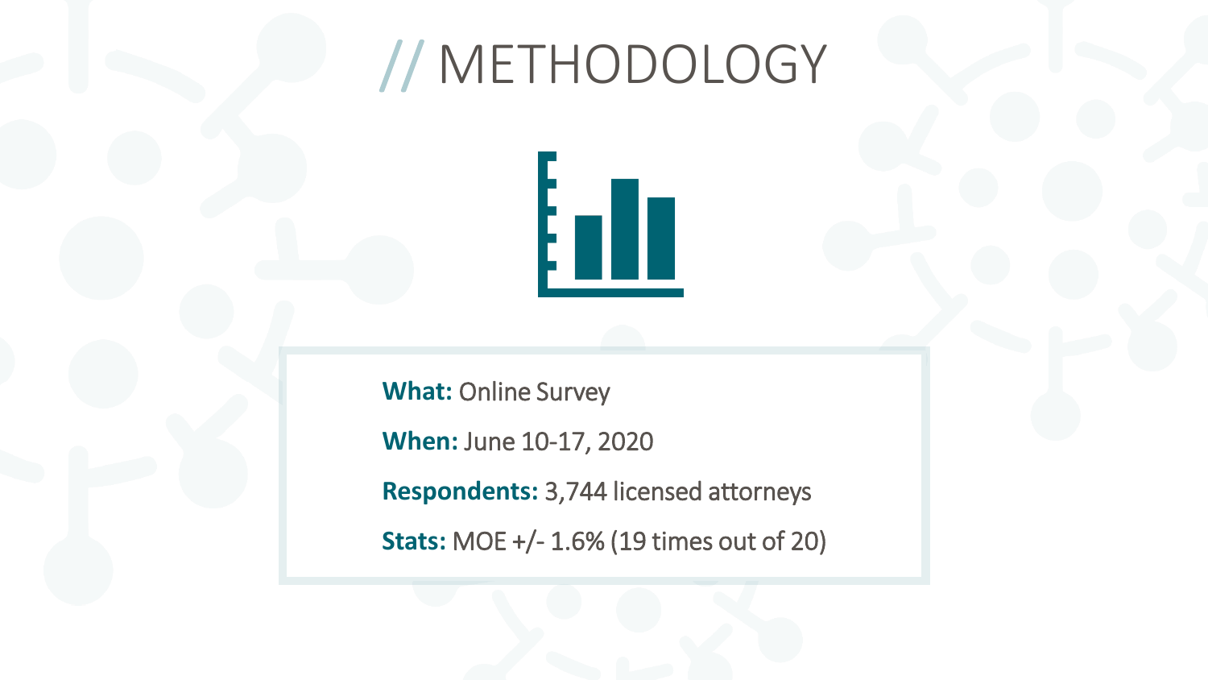# // METHODOLOGY

**What:** Online Survey

**When:** June 10-17, 2020

**Respondents:** 3,744 licensed attorneys

**Stats:** MOE +/- 1.6% (19 times out of 20)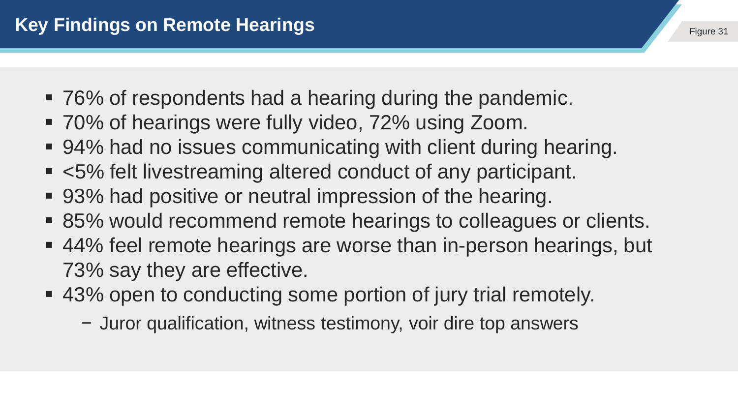## Key Findings on Remote Hearings

Figure 31

- 76% of respondents had a hearing during the pandemic.
- 70% of hearings were fully video, 72% using Zoom.
- 94% had no issues communicating with client during hearing.
- <5% felt livestreaming altered conduct of any participant.
- 93% had positive or neutral impression of the hearing.
- 85% would recommend remote hearings to colleagues or clients.
- 44% feel remote hearings are worse than in-person hearings, but 73% say they are effective.
- 43% open to conducting some portion of jury trial remotely.
  - Juror qualification, witness testimony, voir dire top answers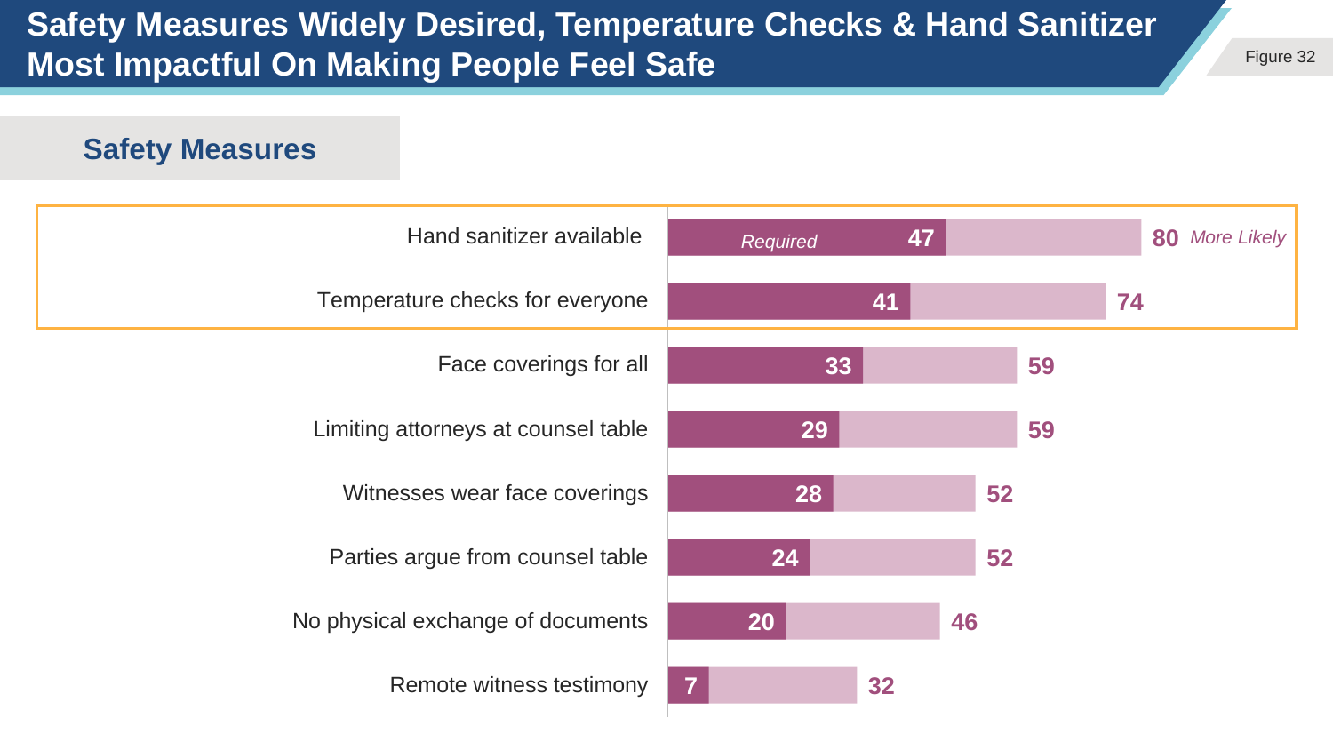# Safety Measures Widely Desired, Temperature Checks & Hand Sanitizer Most Impactful On Making People Feel Safe

Figure 32

## Safety Measures

| Safety Measure | Required | More Likely |
|---|---|---|
| Hand sanitizer available | 47 | 80 |
| Temperature checks for everyone | 41 | 74 |
| Face coverings for all | 33 | 59 |
| Limiting attorneys at counsel table | 29 | 59 |
| Witnesses wear face coverings | 28 | 52 |
| Parties argue from counsel table | 24 | 52 |
| No physical exchange of documents | 20 | 46 |
| Remote witness testimony | 7 | 32 |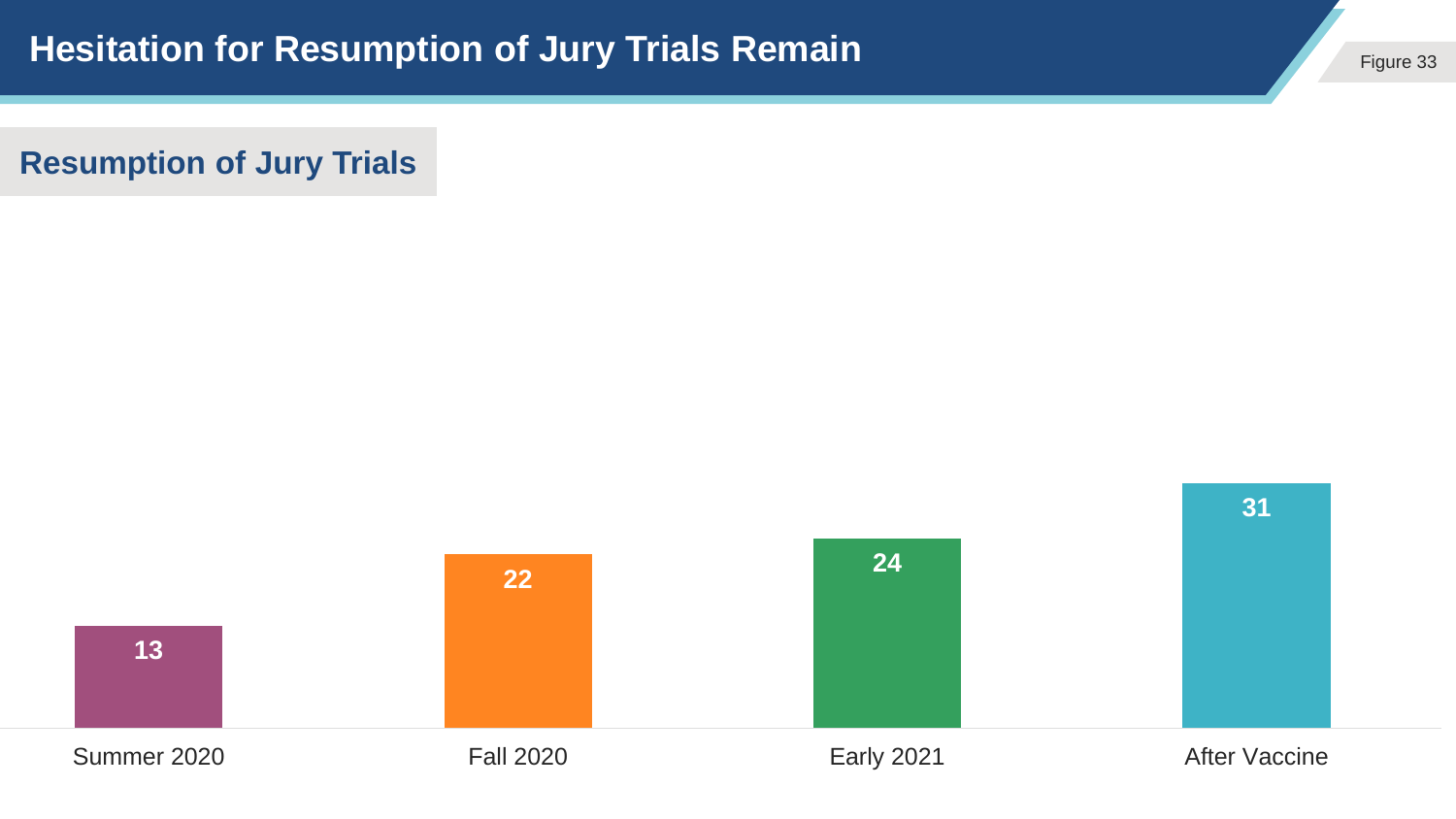# Hesitation for Resumption of Jury Trials Remain

Figure 33

## Resumption of Jury Trials

| Summer 2020 | Fall 2020 | Early 2021 | After Vaccine |
|---|---|---|---|
| 13 | 22 | 24 | 31 |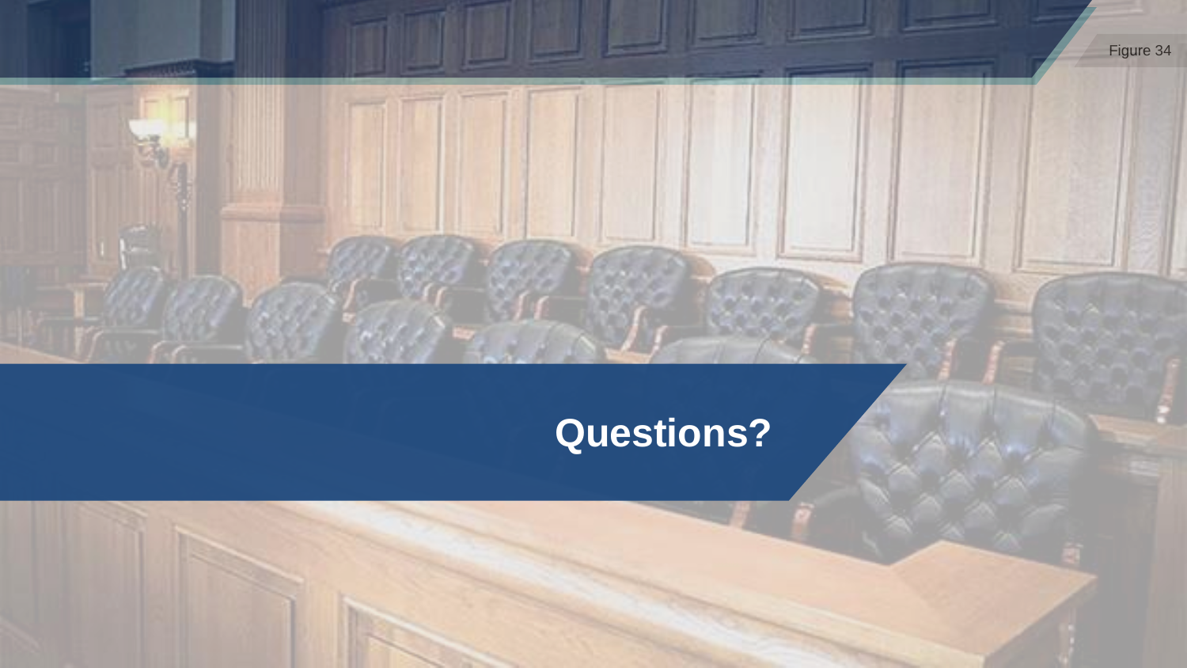Figure 34

# Questions?